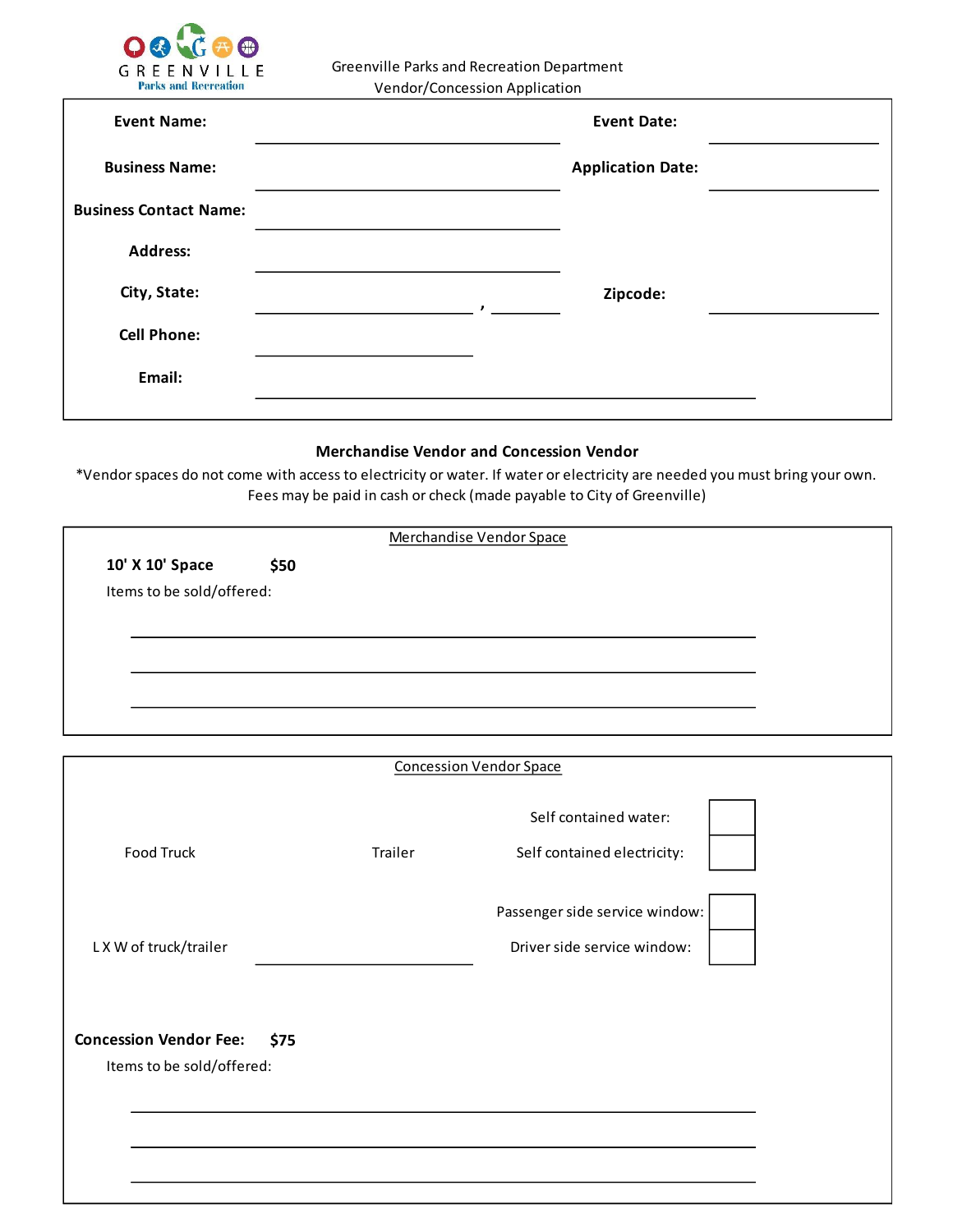GREENVILLE Parks and Recreation

Greenville Parks and Recreation Department
Vendor/Concession Application

**Event Name:** ______________________ **Event Date:** ____________

**Business Name:** ______________________ **Application Date:** ____________

**Business Contact Name:** ______________________

**Address:** ______________________

**City, State:** ______________, ______ **Zipcode:** ____________

**Cell Phone:** ______________

**Email:** ______________________________

## Merchandise Vendor and Concession Vendor

*Vendor spaces do not come with access to electricity or water. If water or electricity are needed you must bring your own.
Fees may be paid in cash or check (made payable to City of Greenville)

### Merchandise Vendor Space

**10' X 10' Space** **$50**

Items to be sold/offered:

______________________________________________

______________________________________________

______________________________________________

### Concession Vendor Space

Food Truck Trailer

Self contained water: ☐

Self contained electricity: ☐

L X W of truck/trailer ______________

Passenger side service window: ☐

Driver side service window: ☐

**Concession Vendor Fee:** **$75**

Items to be sold/offered:

______________________________________________

______________________________________________

______________________________________________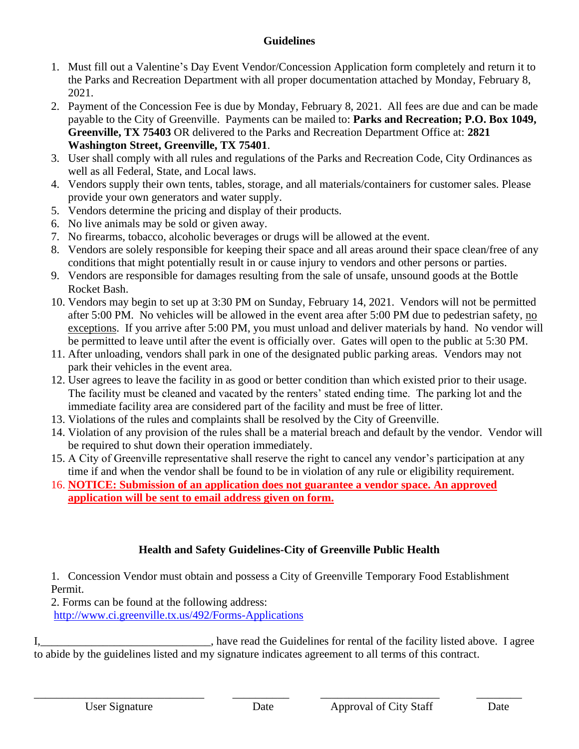## Guidelines

1. Must fill out a Valentine's Day Event Vendor/Concession Application form completely and return it to the Parks and Recreation Department with all proper documentation attached by Monday, February 8, 2021.
2. Payment of the Concession Fee is due by Monday, February 8, 2021. All fees are due and can be made payable to the City of Greenville. Payments can be mailed to: **Parks and Recreation; P.O. Box 1049, Greenville, TX 75403** OR delivered to the Parks and Recreation Department Office at: **2821 Washington Street, Greenville, TX 75401**.
3. User shall comply with all rules and regulations of the Parks and Recreation Code, City Ordinances as well as all Federal, State, and Local laws.
4. Vendors supply their own tents, tables, storage, and all materials/containers for customer sales. Please provide your own generators and water supply.
5. Vendors determine the pricing and display of their products.
6. No live animals may be sold or given away.
7. No firearms, tobacco, alcoholic beverages or drugs will be allowed at the event.
8. Vendors are solely responsible for keeping their space and all areas around their space clean/free of any conditions that might potentially result in or cause injury to vendors and other persons or parties.
9. Vendors are responsible for damages resulting from the sale of unsafe, unsound goods at the Bottle Rocket Bash.
10. Vendors may begin to set up at 3:30 PM on Sunday, February 14, 2021. Vendors will not be permitted after 5:00 PM. No vehicles will be allowed in the event area after 5:00 PM due to pedestrian safety, <u>no exceptions</u>. If you arrive after 5:00 PM, you must unload and deliver materials by hand. No vendor will be permitted to leave until after the event is officially over. Gates will open to the public at 5:30 PM.
11. After unloading, vendors shall park in one of the designated public parking areas. Vendors may not park their vehicles in the event area.
12. User agrees to leave the facility in as good or better condition than which existed prior to their usage. The facility must be cleaned and vacated by the renters' stated ending time. The parking lot and the immediate facility area are considered part of the facility and must be free of litter.
13. Violations of the rules and complaints shall be resolved by the City of Greenville.
14. Violation of any provision of the rules shall be a material breach and default by the vendor. Vendor will be required to shut down their operation immediately.
15. A City of Greenville representative shall reserve the right to cancel any vendor's participation at any time if and when the vendor shall be found to be in violation of any rule or eligibility requirement.
16. **<u>NOTICE: Submission of an application does not guarantee a vendor space. An approved application will be sent to email address given on form.</u>**

## Health and Safety Guidelines-City of Greenville Public Health

1. Concession Vendor must obtain and possess a City of Greenville Temporary Food Establishment Permit.
2. Forms can be found at the following address: http://www.ci.greenville.tx.us/492/Forms-Applications

I,______________________________, have read the Guidelines for rental of the facility listed above. I agree to abide by the guidelines listed and my signature indicates agreement to all terms of this contract.

______________________________ User Signature

__________ Date

______________________ Approval of City Staff

________ Date